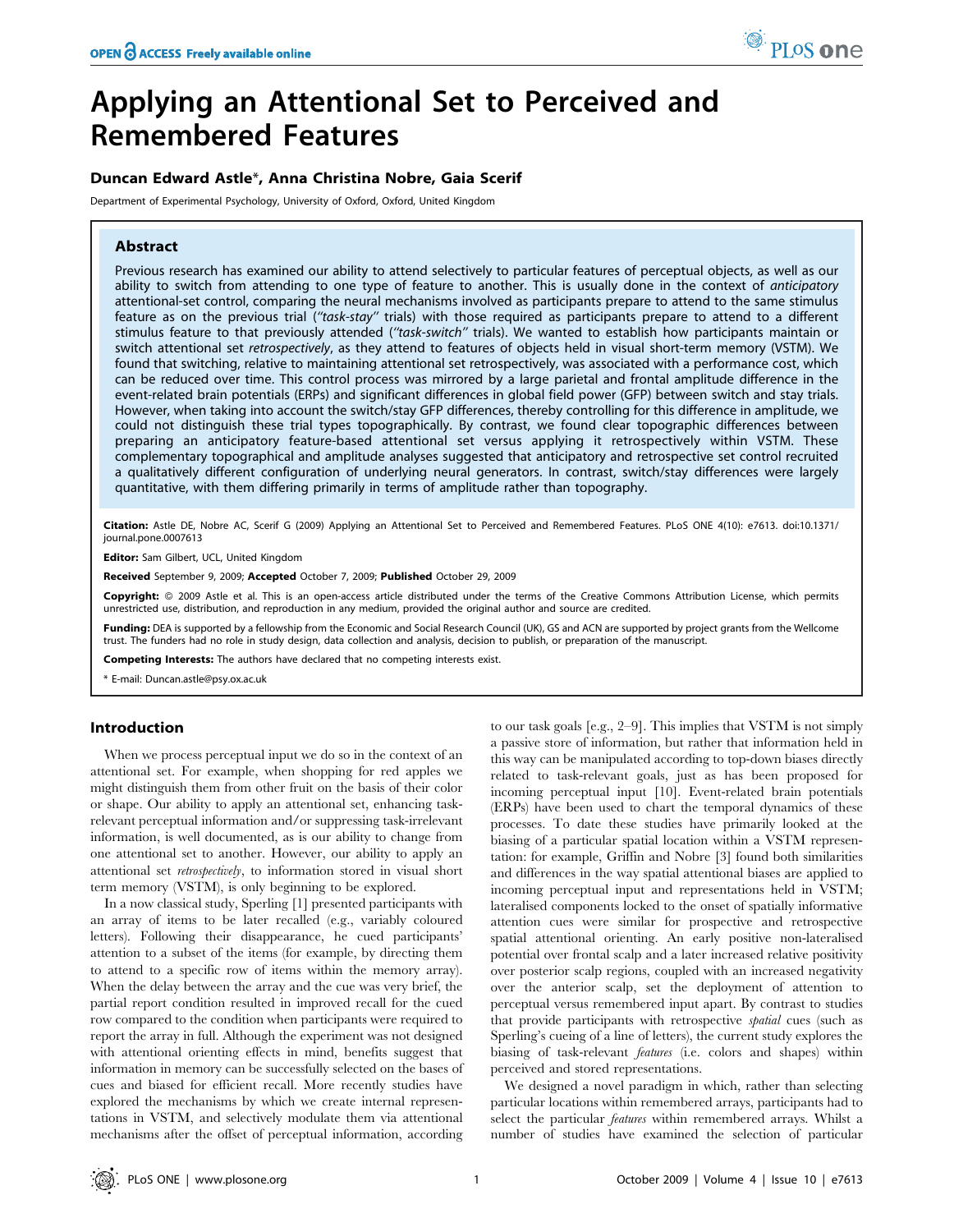# Applying an Attentional Set to Perceived and Remembered Features

**Duncan Edward Astle*, Anna Christina Nobre, Gaia Scerif**

Department of Experimental Psychology, University of Oxford, Oxford, United Kingdom

## Abstract

Previous research has examined our ability to attend selectively to particular features of perceptual objects, as well as our ability to switch from attending to one type of feature to another. This is usually done in the context of *anticipatory* attentional-set control, comparing the neural mechanisms involved as participants prepare to attend to the same stimulus feature as on the previous trial (*"task-stay"* trials) with those required as participants prepare to attend to a different stimulus feature to that previously attended (*"task-switch"* trials). We wanted to establish how participants maintain or switch attentional set *retrospectively*, as they attend to features of objects held in visual short-term memory (VSTM). We found that switching, relative to maintaining attentional set retrospectively, was associated with a performance cost, which can be reduced over time. This control process was mirrored by a large parietal and frontal amplitude difference in the event-related brain potentials (ERPs) and significant differences in global field power (GFP) between switch and stay trials. However, when taking into account the switch/stay GFP differences, thereby controlling for this difference in amplitude, we could not distinguish these trial types topographically. By contrast, we found clear topographic differences between preparing an anticipatory feature-based attentional set versus applying it retrospectively within VSTM. These complementary topographical and amplitude analyses suggested that anticipatory and retrospective set control recruited a qualitatively different configuration of underlying neural generators. In contrast, switch/stay differences were largely quantitative, with them differing primarily in terms of amplitude rather than topography.

**Citation:** Astle DE, Nobre AC, Scerif G (2009) Applying an Attentional Set to Perceived and Remembered Features. PLoS ONE 4(10): e7613. doi:10.1371/journal.pone.0007613

**Editor:** Sam Gilbert, UCL, United Kingdom

**Received** September 9, 2009; **Accepted** October 7, 2009; **Published** October 29, 2009

**Copyright:** © 2009 Astle et al. This is an open-access article distributed under the terms of the Creative Commons Attribution License, which permits unrestricted use, distribution, and reproduction in any medium, provided the original author and source are credited.

**Funding:** DEA is supported by a fellowship from the Economic and Social Research Council (UK), GS and ACN are supported by project grants from the Wellcome trust. The funders had no role in study design, data collection and analysis, decision to publish, or preparation of the manuscript.

**Competing Interests:** The authors have declared that no competing interests exist.

\* E-mail: Duncan.astle@psy.ox.ac.uk

## Introduction

When we process perceptual input we do so in the context of an attentional set. For example, when shopping for red apples we might distinguish them from other fruit on the basis of their color or shape. Our ability to apply an attentional set, enhancing task-relevant perceptual information and/or suppressing task-irrelevant information, is well documented, as is our ability to change from one attentional set to another. However, our ability to apply an attentional set *retrospectively*, to information stored in visual short term memory (VSTM), is only beginning to be explored.

In a now classical study, Sperling [1] presented participants with an array of items to be later recalled (e.g., variably coloured letters). Following their disappearance, he cued participants' attention to a subset of the items (for example, by directing them to attend to a specific row of items within the memory array). When the delay between the array and the cue was very brief, the partial report condition resulted in improved recall for the cued row compared to the condition when participants were required to report the array in full. Although the experiment was not designed with attentional orienting effects in mind, benefits suggest that information in memory can be successfully selected on the bases of cues and biased for efficient recall. More recently studies have explored the mechanisms by which we create internal representations in VSTM, and selectively modulate them via attentional mechanisms after the offset of perceptual information, according to our task goals [e.g., 2–9]. This implies that VSTM is not simply a passive store of information, but rather that information held in this way can be manipulated according to top-down biases directly related to task-relevant goals, just as has been proposed for incoming perceptual input [10]. Event-related brain potentials (ERPs) have been used to chart the temporal dynamics of these processes. To date these studies have primarily looked at the biasing of a particular spatial location within a VSTM representation: for example, Griffin and Nobre [3] found both similarities and differences in the way spatial attentional biases are applied to incoming perceptual input and representations held in VSTM; lateralised components locked to the onset of spatially informative attention cues were similar for prospective and retrospective spatial attentional orienting. An early positive non-lateralised potential over frontal scalp and a later increased relative positivity over posterior scalp regions, coupled with an increased negativity over the anterior scalp, set the deployment of attention to perceptual versus remembered input apart. By contrast to studies that provide participants with retrospective *spatial* cues (such as Sperling's cueing of a line of letters), the current study explores the biasing of task-relevant *features* (i.e. colors and shapes) within perceived and stored representations.

We designed a novel paradigm in which, rather than selecting particular locations within remembered arrays, participants had to select the particular *features* within remembered arrays. Whilst a number of studies have examined the selection of particular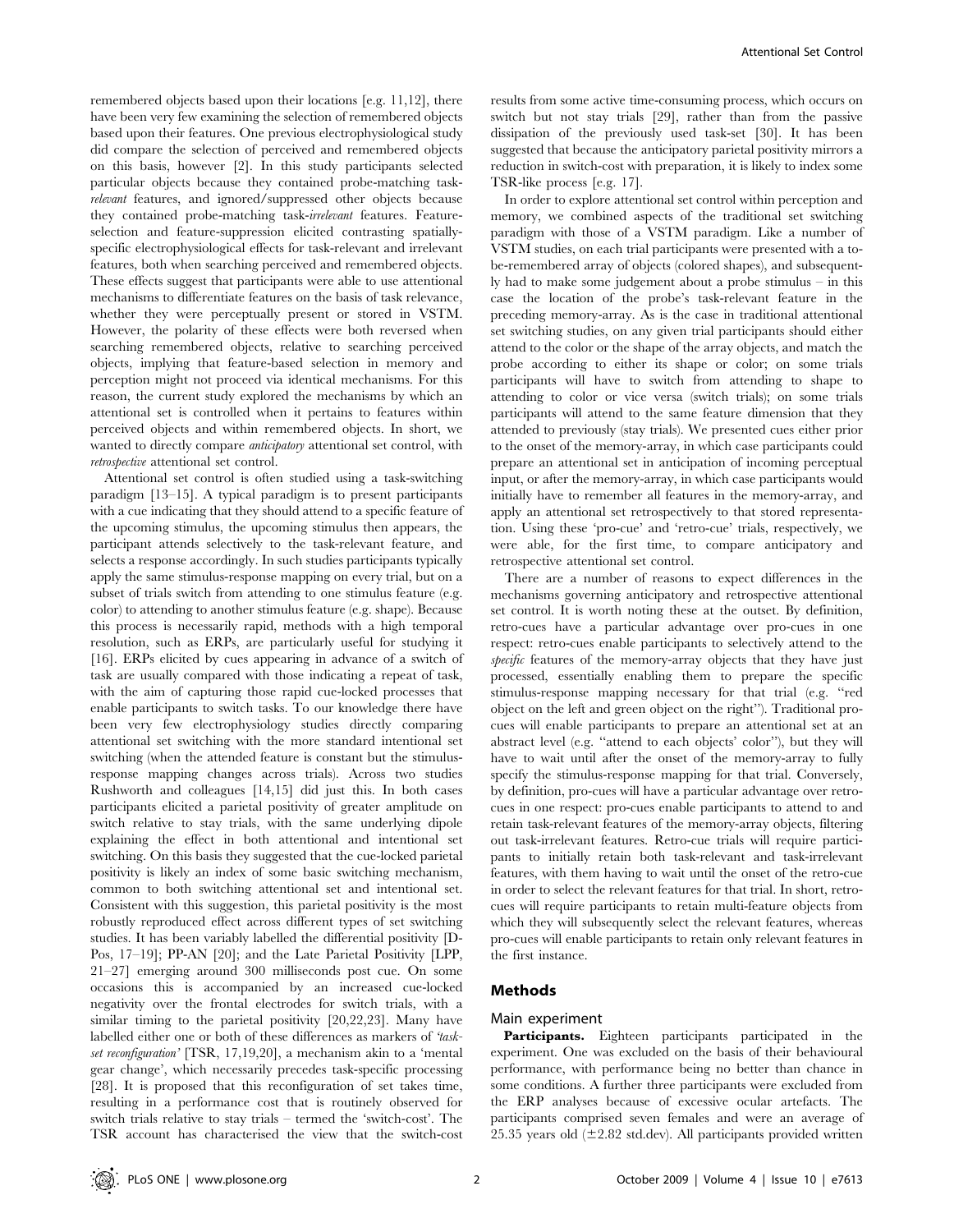remembered objects based upon their locations [e.g. 11,12], there have been very few examining the selection of remembered objects based upon their features. One previous electrophysiological study did compare the selection of perceived and remembered objects on this basis, however [2]. In this study participants selected particular objects because they contained probe-matching task-*relevant* features, and ignored/suppressed other objects because they contained probe-matching task-*irrelevant* features. Feature-selection and feature-suppression elicited contrasting spatially-specific electrophysiological effects for task-relevant and irrelevant features, both when searching perceived and remembered objects. These effects suggest that participants were able to use attentional mechanisms to differentiate features on the basis of task relevance, whether they were perceptually present or stored in VSTM. However, the polarity of these effects were both reversed when searching remembered objects, relative to searching perceived objects, implying that feature-based selection in memory and perception might not proceed via identical mechanisms. For this reason, the current study explored the mechanisms by which an attentional set is controlled when it pertains to features within perceived objects and within remembered objects. In short, we wanted to directly compare *anticipatory* attentional set control, with *retrospective* attentional set control.

Attentional set control is often studied using a task-switching paradigm [13–15]. A typical paradigm is to present participants with a cue indicating that they should attend to a specific feature of the upcoming stimulus, the upcoming stimulus then appears, the participant attends selectively to the task-relevant feature, and selects a response accordingly. In such studies participants typically apply the same stimulus-response mapping on every trial, but on a subset of trials switch from attending to one stimulus feature (e.g. color) to attending to another stimulus feature (e.g. shape). Because this process is necessarily rapid, methods with a high temporal resolution, such as ERPs, are particularly useful for studying it [16]. ERPs elicited by cues appearing in advance of a switch of task are usually compared with those indicating a repeat of task, with the aim of capturing those rapid cue-locked processes that enable participants to switch tasks. To our knowledge there have been very few electrophysiology studies directly comparing attentional set switching with the more standard intentional set switching (when the attended feature is constant but the stimulus-response mapping changes across trials). Across two studies Rushworth and colleagues [14,15] did just this. In both cases participants elicited a parietal positivity of greater amplitude on switch relative to stay trials, with the same underlying dipole explaining the effect in both attentional and intentional set switching. On this basis they suggested that the cue-locked parietal positivity is likely an index of some basic switching mechanism, common to both switching attentional set and intentional set. Consistent with this suggestion, this parietal positivity is the most robustly reproduced effect across different types of set switching studies. It has been variably labelled the differential positivity [D-Pos, 17–19]; PP-AN [20]; and the Late Parietal Positivity [LPP, 21–27] emerging around 300 milliseconds post cue. On some occasions this is accompanied by an increased cue-locked negativity over the frontal electrodes for switch trials, with a similar timing to the parietal positivity [20,22,23]. Many have labelled either one or both of these differences as markers of *'task-set reconfiguration'* [TSR, 17,19,20], a mechanism akin to a 'mental gear change', which necessarily precedes task-specific processing [28]. It is proposed that this reconfiguration of set takes time, resulting in a performance cost that is routinely observed for switch trials relative to stay trials – termed the 'switch-cost'. The TSR account has characterised the view that the switch-cost results from some active time-consuming process, which occurs on switch but not stay trials [29], rather than from the passive dissipation of the previously used task-set [30]. It has been suggested that because the anticipatory parietal positivity mirrors a reduction in switch-cost with preparation, it is likely to index some TSR-like process [e.g. 17].

In order to explore attentional set control within perception and memory, we combined aspects of the traditional set switching paradigm with those of a VSTM paradigm. Like a number of VSTM studies, on each trial participants were presented with a to-be-remembered array of objects (colored shapes), and subsequently had to make some judgement about a probe stimulus – in this case the location of the probe's task-relevant feature in the preceding memory-array. As is the case in traditional attentional set switching studies, on any given trial participants should either attend to the color or the shape of the array objects, and match the probe according to either its shape or color; on some trials participants will have to switch from attending to shape to attending to color or vice versa (switch trials); on some trials participants will attend to the same feature dimension that they attended to previously (stay trials). We presented cues either prior to the onset of the memory-array, in which case participants could prepare an attentional set in anticipation of incoming perceptual input, or after the memory-array, in which case participants would initially have to remember all features in the memory-array, and apply an attentional set retrospectively to that stored representation. Using these 'pro-cue' and 'retro-cue' trials, respectively, we were able, for the first time, to compare anticipatory and retrospective attentional set control.

There are a number of reasons to expect differences in the mechanisms governing anticipatory and retrospective attentional set control. It is worth noting these at the outset. By definition, retro-cues have a particular advantage over pro-cues in one respect: retro-cues enable participants to selectively attend to the *specific* features of the memory-array objects that they have just processed, essentially enabling them to prepare the specific stimulus-response mapping necessary for that trial (e.g. "red object on the left and green object on the right"). Traditional pro-cues will enable participants to prepare an attentional set at an abstract level (e.g. "attend to each objects' color"), but they will have to wait until after the onset of the memory-array to fully specify the stimulus-response mapping for that trial. Conversely, by definition, pro-cues will have a particular advantage over retro-cues in one respect: pro-cues enable participants to attend to and retain task-relevant features of the memory-array objects, filtering out task-irrelevant features. Retro-cue trials will require participants to initially retain both task-relevant and task-irrelevant features, with them having to wait until the onset of the retro-cue in order to select the relevant features for that trial. In short, retro-cues will require participants to retain multi-feature objects from which they will subsequently select the relevant features, whereas pro-cues will enable participants to retain only relevant features in the first instance.

## Methods

### Main experiment

**Participants.** Eighteen participants participated in the experiment. One was excluded on the basis of their behavioural performance, with performance being no better than chance in some conditions. A further three participants were excluded from the ERP analyses because of excessive ocular artefacts. The participants comprised seven females and were an average of 25.35 years old ($\pm$2.82 std.dev). All participants provided written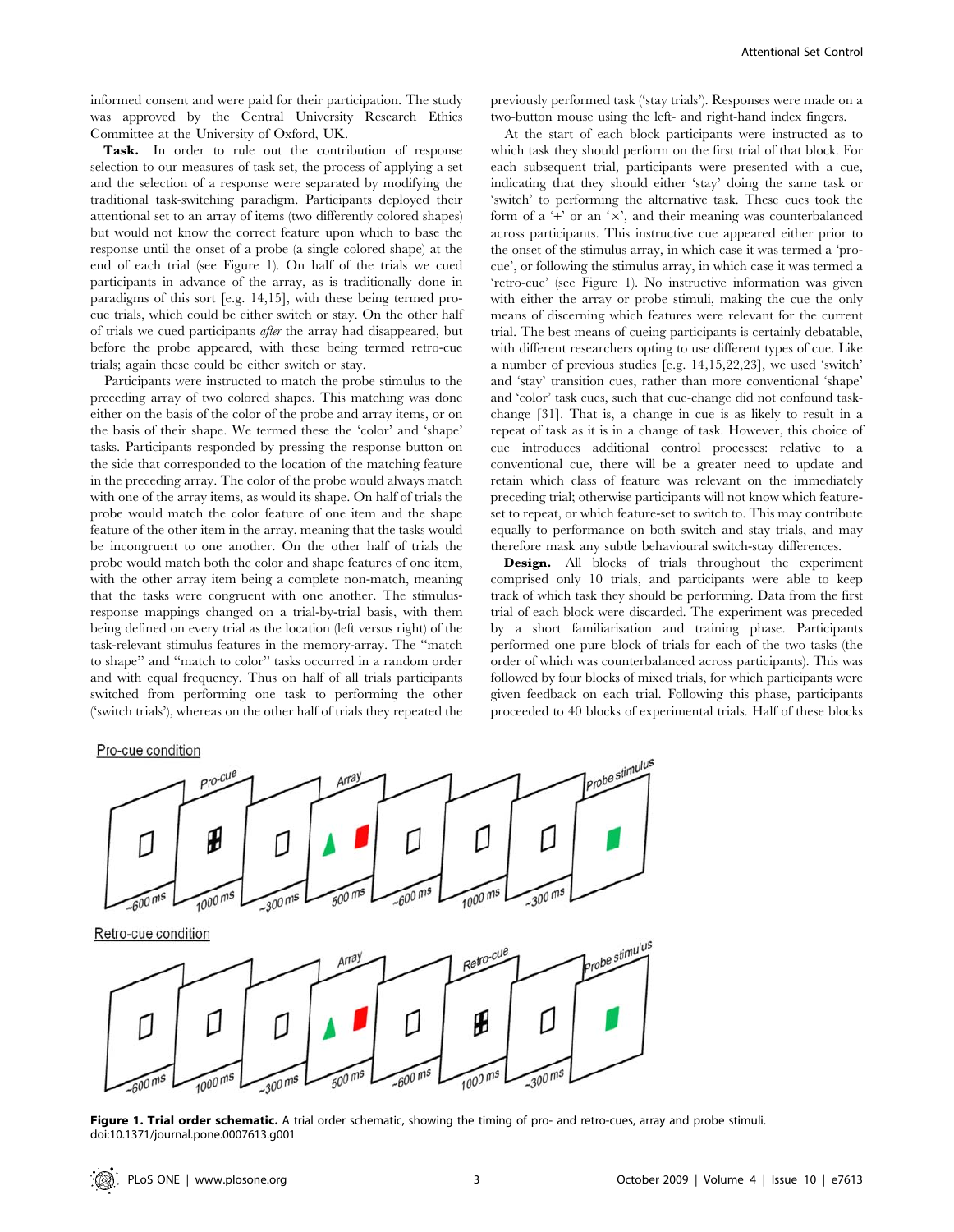informed consent and were paid for their participation. The study was approved by the Central University Research Ethics Committee at the University of Oxford, UK.

**Task.** In order to rule out the contribution of response selection to our measures of task set, the process of applying a set and the selection of a response were separated by modifying the traditional task-switching paradigm. Participants deployed their attentional set to an array of items (two differently colored shapes) but would not know the correct feature upon which to base the response until the onset of a probe (a single colored shape) at the end of each trial (see Figure 1). On half of the trials we cued participants in advance of the array, as is traditionally done in paradigms of this sort [e.g. 14,15], with these being termed pro-cue trials, which could be either switch or stay. On the other half of trials we cued participants *after* the array had disappeared, but before the probe appeared, with these being termed retro-cue trials; again these could be either switch or stay.

Participants were instructed to match the probe stimulus to the preceding array of two colored shapes. This matching was done either on the basis of the color of the probe and array items, or on the basis of their shape. We termed these the 'color' and 'shape' tasks. Participants responded by pressing the response button on the side that corresponded to the location of the matching feature in the preceding array. The color of the probe would always match with one of the array items, as would its shape. On half of trials the probe would match the color feature of one item and the shape feature of the other item in the array, meaning that the tasks would be incongruent to one another. On the other half of trials the probe would match both the color and shape features of one item, with the other array item being a complete non-match, meaning that the tasks were congruent with one another. The stimulus-response mappings changed on a trial-by-trial basis, with them being defined on every trial as the location (left versus right) of the task-relevant stimulus features in the memory-array. The "match to shape" and "match to color" tasks occurred in a random order and with equal frequency. Thus on half of all trials participants switched from performing one task to performing the other ('switch trials'), whereas on the other half of trials they repeated the previously performed task ('stay trials'). Responses were made on a two-button mouse using the left- and right-hand index fingers.

At the start of each block participants were instructed as to which task they should perform on the first trial of that block. For each subsequent trial, participants were presented with a cue, indicating that they should either 'stay' doing the same task or 'switch' to performing the alternative task. These cues took the form of a '+' or an '×', and their meaning was counterbalanced across participants. This instructive cue appeared either prior to the onset of the stimulus array, in which case it was termed a 'pro-cue', or following the stimulus array, in which case it was termed a 'retro-cue' (see Figure 1). No instructive information was given with either the array or probe stimuli, making the cue the only means of discerning which features were relevant for the current trial. The best means of cueing participants is certainly debatable, with different researchers opting to use different types of cue. Like a number of previous studies [e.g. 14,15,22,23], we used 'switch' and 'stay' transition cues, rather than more conventional 'shape' and 'color' task cues, such that cue-change did not confound task-change [31]. That is, a change in cue is as likely to result in a repeat of task as it is in a change of task. However, this choice of cue introduces additional control processes: relative to a conventional cue, there will be a greater need to update and retain which class of feature was relevant on the immediately preceding trial; otherwise participants will not know which feature-set to repeat, or which feature-set to switch to. This may contribute equally to performance on both switch and stay trials, and may therefore mask any subtle behavioural switch-stay differences.

**Design.** All blocks of trials throughout the experiment comprised only 10 trials, and participants were able to keep track of which task they should be performing. Data from the first trial of each block were discarded. The experiment was preceded by a short familiarisation and training phase. Participants performed one pure block of trials for each of the two tasks (the order of which was counterbalanced across participants). This was followed by four blocks of mixed trials, for which participants were given feedback on each trial. Following this phase, participants proceeded to 40 blocks of experimental trials. Half of these blocks

Pro-cue condition

Pro-cue
Array
Probe stimulus
~600 ms
1000 ms
~300 ms
500 ms
~600 ms
1000 ms
~300 ms

Retro-cue condition

Array
Retro-cue
Probe stimulus
~600 ms
1000 ms
~300 ms
500 ms
~600 ms
1000 ms
~300 ms

**Figure 1. Trial order schematic.** A trial order schematic, showing the timing of pro- and retro-cues, array and probe stimuli.
doi:10.1371/journal.pone.0007613.g001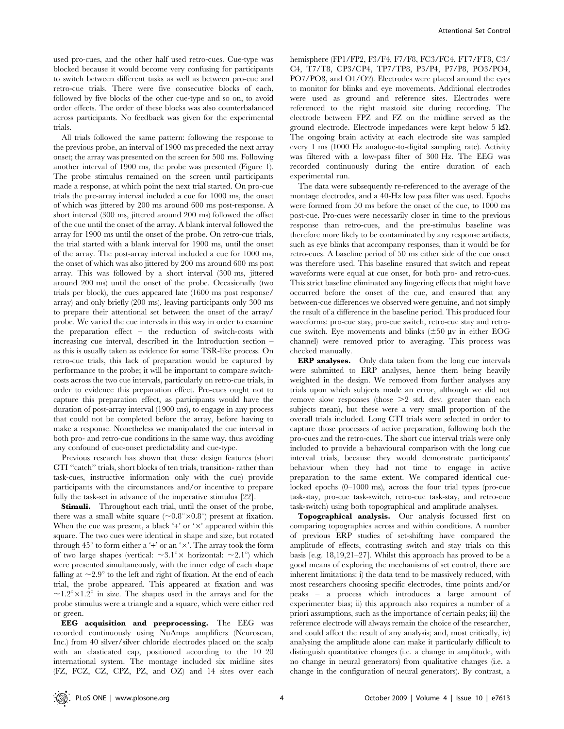used pro-cues, and the other half used retro-cues. Cue-type was blocked because it would become very confusing for participants to switch between different tasks as well as between pro-cue and retro-cue trials. There were five consecutive blocks of each, followed by five blocks of the other cue-type and so on, to avoid order effects. The order of these blocks was also counterbalanced across participants. No feedback was given for the experimental trials.

All trials followed the same pattern: following the response to the previous probe, an interval of 1900 ms preceded the next array onset; the array was presented on the screen for 500 ms. Following another interval of 1900 ms, the probe was presented (Figure 1). The probe stimulus remained on the screen until participants made a response, at which point the next trial started. On pro-cue trials the pre-array interval included a cue for 1000 ms, the onset of which was jittered by 200 ms around 600 ms post-response. A short interval (300 ms, jittered around 200 ms) followed the offset of the cue until the onset of the array. A blank interval followed the array for 1900 ms until the onset of the probe. On retro-cue trials, the trial started with a blank interval for 1900 ms, until the onset of the array. The post-array interval included a cue for 1000 ms, the onset of which was also jittered by 200 ms around 600 ms post array. This was followed by a short interval (300 ms, jittered around 200 ms) until the onset of the probe. Occasionally (two trials per block), the cues appeared late (1600 ms post response/array) and only briefly (200 ms), leaving participants only 300 ms to prepare their attentional set between the onset of the array/probe. We varied the cue intervals in this way in order to examine the preparation effect – the reduction of switch-costs with increasing cue interval, described in the Introduction section – as this is usually taken as evidence for some TSR-like process. On retro-cue trials, this lack of preparation would be captured by performance to the probe; it will be important to compare switch-costs across the two cue intervals, particularly on retro-cue trials, in order to evidence this preparation effect. Pro-cues ought not to capture this preparation effect, as participants would have the duration of post-array interval (1900 ms), to engage in any process that could not be completed before the array, before having to make a response. Nonetheless we manipulated the cue interval in both pro- and retro-cue conditions in the same way, thus avoiding any confound of cue-onset predictability and cue-type.

Previous research has shown that these design features (short CTI "catch" trials, short blocks of ten trials, transition- rather than task-cues, instructive information only with the cue) provide participants with the circumstances and/or incentive to prepare fully the task-set in advance of the imperative stimulus [22].

**Stimuli.** Throughout each trial, until the onset of the probe, there was a small white square ($\sim 0.8^\circ \times 0.8^\circ$) present at fixation. When the cue was present, a black '+' or '×' appeared within this square. The two cues were identical in shape and size, but rotated through 45° to form either a '+' or an '×'. The array took the form of two large shapes (vertical: $\sim 3.1^\circ \times$ horizontal: $\sim 2.1^\circ$) which were presented simultaneously, with the inner edge of each shape falling at $\sim 2.9^\circ$ to the left and right of fixation. At the end of each trial, the probe appeared. This appeared at fixation and was $\sim 1.2^\circ \times 1.2^\circ$ in size. The shapes used in the arrays and for the probe stimulus were a triangle and a square, which were either red or green.

**EEG acquisition and preprocessing.** The EEG was recorded continuously using NuAmps amplifiers (Neuroscan, Inc.) from 40 silver/silver chloride electrodes placed on the scalp with an elasticated cap, positioned according to the 10–20 international system. The montage included six midline sites (FZ, FCZ, CZ, CPZ, PZ, and OZ) and 14 sites over each hemisphere (FP1/FP2, F3/F4, F7/F8, FC3/FC4, FT7/FT8, C3/C4, T7/T8, CP3/CP4, TP7/TP8, P3/P4, P7/P8, PO3/PO4, PO7/PO8, and O1/O2). Electrodes were placed around the eyes to monitor for blinks and eye movements. Additional electrodes were used as ground and reference sites. Electrodes were referenced to the right mastoid site during recording. The electrode between FPZ and FZ on the midline served as the ground electrode. Electrode impedances were kept below 5 kΩ. The ongoing brain activity at each electrode site was sampled every 1 ms (1000 Hz analogue-to-digital sampling rate). Activity was filtered with a low-pass filter of 300 Hz. The EEG was recorded continuously during the entire duration of each experimental run.

The data were subsequently re-referenced to the average of the montage electrodes, and a 40-Hz low pass filter was used. Epochs were formed from 50 ms before the onset of the cue, to 1000 ms post-cue. Pro-cues were necessarily closer in time to the previous response than retro-cues, and the pre-stimulus baseline was therefore more likely to be contaminated by any response artifacts, such as eye blinks that accompany responses, than it would be for retro-cues. A baseline period of 50 ms either side of the cue onset was therefore used. This baseline ensured that switch and repeat waveforms were equal at cue onset, for both pro- and retro-cues. This strict baseline eliminated any lingering effects that might have occurred before the onset of the cue, and ensured that any between-cue differences we observed were genuine, and not simply the result of a difference in the baseline period. This produced four waveforms: pro-cue stay, pro-cue switch, retro-cue stay and retro-cue switch. Eye movements and blinks (±50 µv in either EOG channel) were removed prior to averaging. This process was checked manually.

**ERP analyses.** Only data taken from the long cue intervals were submitted to ERP analyses, hence them being heavily weighted in the design. We removed from further analyses any trials upon which subjects made an error, although we did not remove slow responses (those >2 std. dev. greater than each subjects mean), but these were a very small proportion of the overall trials included. Long CTI trials were selected in order to capture those processes of active preparation, following both the pro-cues and the retro-cues. The short cue interval trials were only included to provide a behavioural comparison with the long cue interval trials, because they would demonstrate participants' behaviour when they had not time to engage in active preparation to the same extent. We compared identical cue-locked epochs (0–1000 ms), across the four trial types (pro-cue task-stay, pro-cue task-switch, retro-cue task-stay, and retro-cue task-switch) using both topographical and amplitude analyses.

**Topographical analysis.** Our analysis focussed first on comparing topographies across and within conditions. A number of previous ERP studies of set-shifting have compared the amplitude of effects, contrasting switch and stay trials on this basis [e.g. 18,19,21–27]. Whilst this approach has proved to be a good means of exploring the mechanisms of set control, there are inherent limitations: i) the data tend to be massively reduced, with most researchers choosing specific electrodes, time points and/or peaks – a process which introduces a large amount of experimenter bias; ii) this approach also requires a number of a priori assumptions, such as the importance of certain peaks; iii) the reference electrode will always remain the choice of the researcher, and could affect the result of any analysis; and, most critically, iv) analysing the amplitude alone can make it particularly difficult to distinguish quantitative changes (i.e. a change in amplitude, with no change in neural generators) from qualitative changes (i.e. a change in the configuration of neural generators). By contrast, a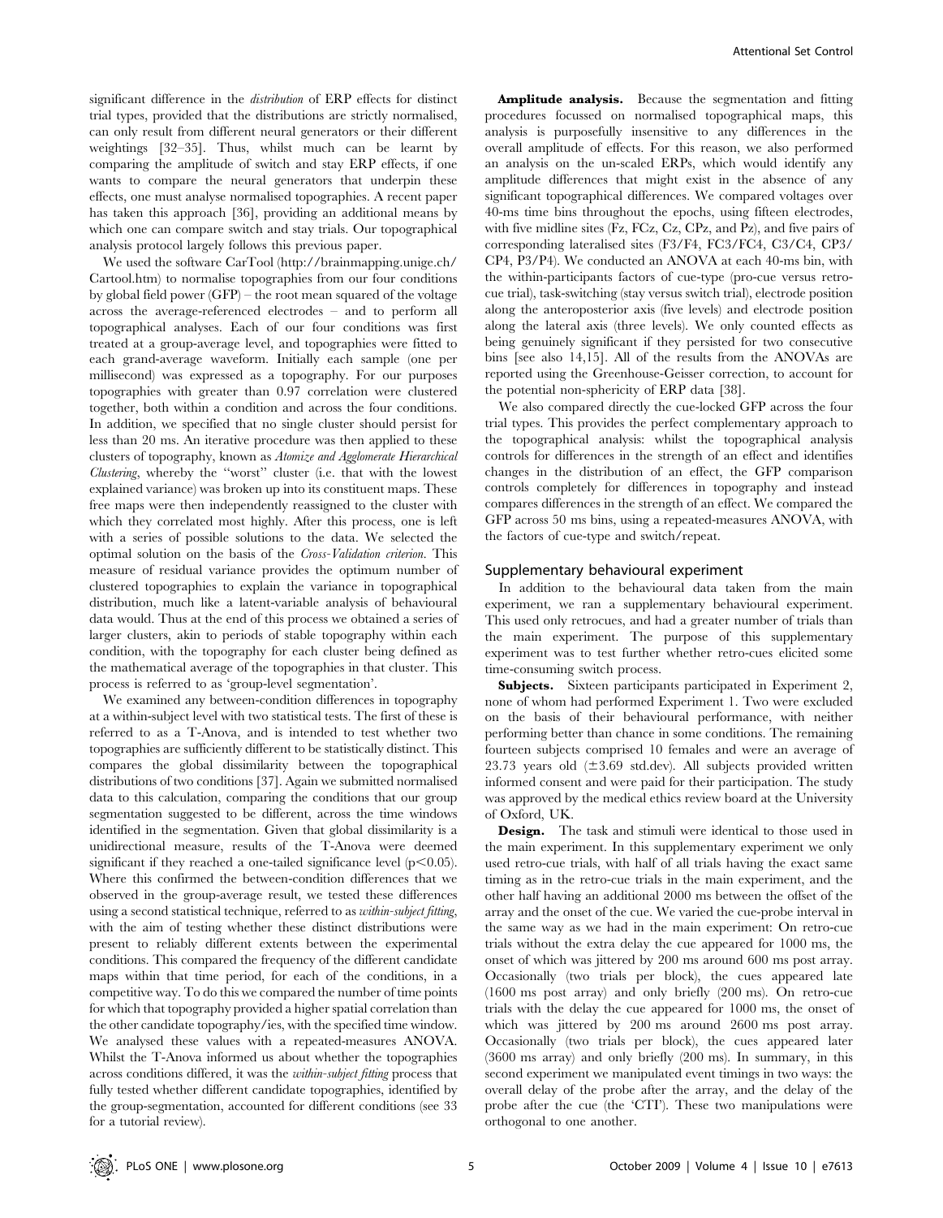significant difference in the *distribution* of ERP effects for distinct trial types, provided that the distributions are strictly normalised, can only result from different neural generators or their different weightings [32–35]. Thus, whilst much can be learnt by comparing the amplitude of switch and stay ERP effects, if one wants to compare the neural generators that underpin these effects, one must analyse normalised topographies. A recent paper has taken this approach [36], providing an additional means by which one can compare switch and stay trials. Our topographical analysis protocol largely follows this previous paper.

We used the software CarTool (http://brainmapping.unige.ch/Cartool.htm) to normalise topographies from our four conditions by global field power (GFP) – the root mean squared of the voltage across the average-referenced electrodes – and to perform all topographical analyses. Each of our four conditions was first treated at a group-average level, and topographies were fitted to each grand-average waveform. Initially each sample (one per millisecond) was expressed as a topography. For our purposes topographies with greater than 0.97 correlation were clustered together, both within a condition and across the four conditions. In addition, we specified that no single cluster should persist for less than 20 ms. An iterative procedure was then applied to these clusters of topography, known as *Atomize and Agglomerate Hierarchical Clustering*, whereby the "worst" cluster (i.e. that with the lowest explained variance) was broken up into its constituent maps. These free maps were then independently reassigned to the cluster with which they correlated most highly. After this process, one is left with a series of possible solutions to the data. We selected the optimal solution on the basis of the *Cross-Validation criterion*. This measure of residual variance provides the optimum number of clustered topographies to explain the variance in topographical distribution, much like a latent-variable analysis of behavioural data would. Thus at the end of this process we obtained a series of larger clusters, akin to periods of stable topography within each condition, with the topography for each cluster being defined as the mathematical average of the topographies in that cluster. This process is referred to as 'group-level segmentation'.

We examined any between-condition differences in topography at a within-subject level with two statistical tests. The first of these is referred to as a T-Anova, and is intended to test whether two topographies are sufficiently different to be statistically distinct. This compares the global dissimilarity between the topographical distributions of two conditions [37]. Again we submitted normalised data to this calculation, comparing the conditions that our group segmentation suggested to be different, across the time windows identified in the segmentation. Given that global dissimilarity is a unidirectional measure, results of the T-Anova were deemed significant if they reached a one-tailed significance level ($p<0.05$). Where this confirmed the between-condition differences that we observed in the group-average result, we tested these differences using a second statistical technique, referred to as *within-subject fitting*, with the aim of testing whether these distinct distributions were present to reliably different extents between the experimental conditions. This compared the frequency of the different candidate maps within that time period, for each of the conditions, in a competitive way. To do this we compared the number of time points for which that topography provided a higher spatial correlation than the other candidate topography/ies, with the specified time window. We analysed these values with a repeated-measures ANOVA. Whilst the T-Anova informed us about whether the topographies across conditions differed, it was the *within-subject fitting* process that fully tested whether different candidate topographies, identified by the group-segmentation, accounted for different conditions (see 33 for a tutorial review).

**Amplitude analysis.** Because the segmentation and fitting procedures focussed on normalised topographical maps, this analysis is purposefully insensitive to any differences in the overall amplitude of effects. For this reason, we also performed an analysis on the un-scaled ERPs, which would identify any amplitude differences that might exist in the absence of any significant topographical differences. We compared voltages over 40-ms time bins throughout the epochs, using fifteen electrodes, with five midline sites (Fz, FCz, Cz, CPz, and Pz), and five pairs of corresponding lateralised sites (F3/F4, FC3/FC4, C3/C4, CP3/CP4, P3/P4). We conducted an ANOVA at each 40-ms bin, with the within-participants factors of cue-type (pro-cue versus retro-cue trial), task-switching (stay versus switch trial), electrode position along the anteroposterior axis (five levels) and electrode position along the lateral axis (three levels). We only counted effects as being genuinely significant if they persisted for two consecutive bins [see also 14,15]. All of the results from the ANOVAs are reported using the Greenhouse-Geisser correction, to account for the potential non-sphericity of ERP data [38].

We also compared directly the cue-locked GFP across the four trial types. This provides the perfect complementary approach to the topographical analysis: whilst the topographical analysis controls for differences in the strength of an effect and identifies changes in the distribution of an effect, the GFP comparison controls completely for differences in topography and instead compares differences in the strength of an effect. We compared the GFP across 50 ms bins, using a repeated-measures ANOVA, with the factors of cue-type and switch/repeat.

## Supplementary behavioural experiment

In addition to the behavioural data taken from the main experiment, we ran a supplementary behavioural experiment. This used only retrocues, and had a greater number of trials than the main experiment. The purpose of this supplementary experiment was to test further whether retro-cues elicited some time-consuming switch process.

**Subjects.** Sixteen participants participated in Experiment 2, none of whom had performed Experiment 1. Two were excluded on the basis of their behavioural performance, with neither performing better than chance in some conditions. The remaining fourteen subjects comprised 10 females and were an average of 23.73 years old ($\pm$3.69 std.dev). All subjects provided written informed consent and were paid for their participation. The study was approved by the medical ethics review board at the University of Oxford, UK.

**Design.** The task and stimuli were identical to those used in the main experiment. In this supplementary experiment we only used retro-cue trials, with half of all trials having the exact same timing as in the retro-cue trials in the main experiment, and the other half having an additional 2000 ms between the offset of the array and the onset of the cue. We varied the cue-probe interval in the same way as we had in the main experiment: On retro-cue trials without the extra delay the cue appeared for 1000 ms, the onset of which was jittered by 200 ms around 600 ms post array. Occasionally (two trials per block), the cues appeared late (1600 ms post array) and only briefly (200 ms). On retro-cue trials with the delay the cue appeared for 1000 ms, the onset of which was jittered by 200 ms around 2600 ms post array. Occasionally (two trials per block), the cues appeared later (3600 ms array) and only briefly (200 ms). In summary, in this second experiment we manipulated event timings in two ways: the overall delay of the probe after the array, and the delay of the probe after the cue (the 'CTI'). These two manipulations were orthogonal to one another.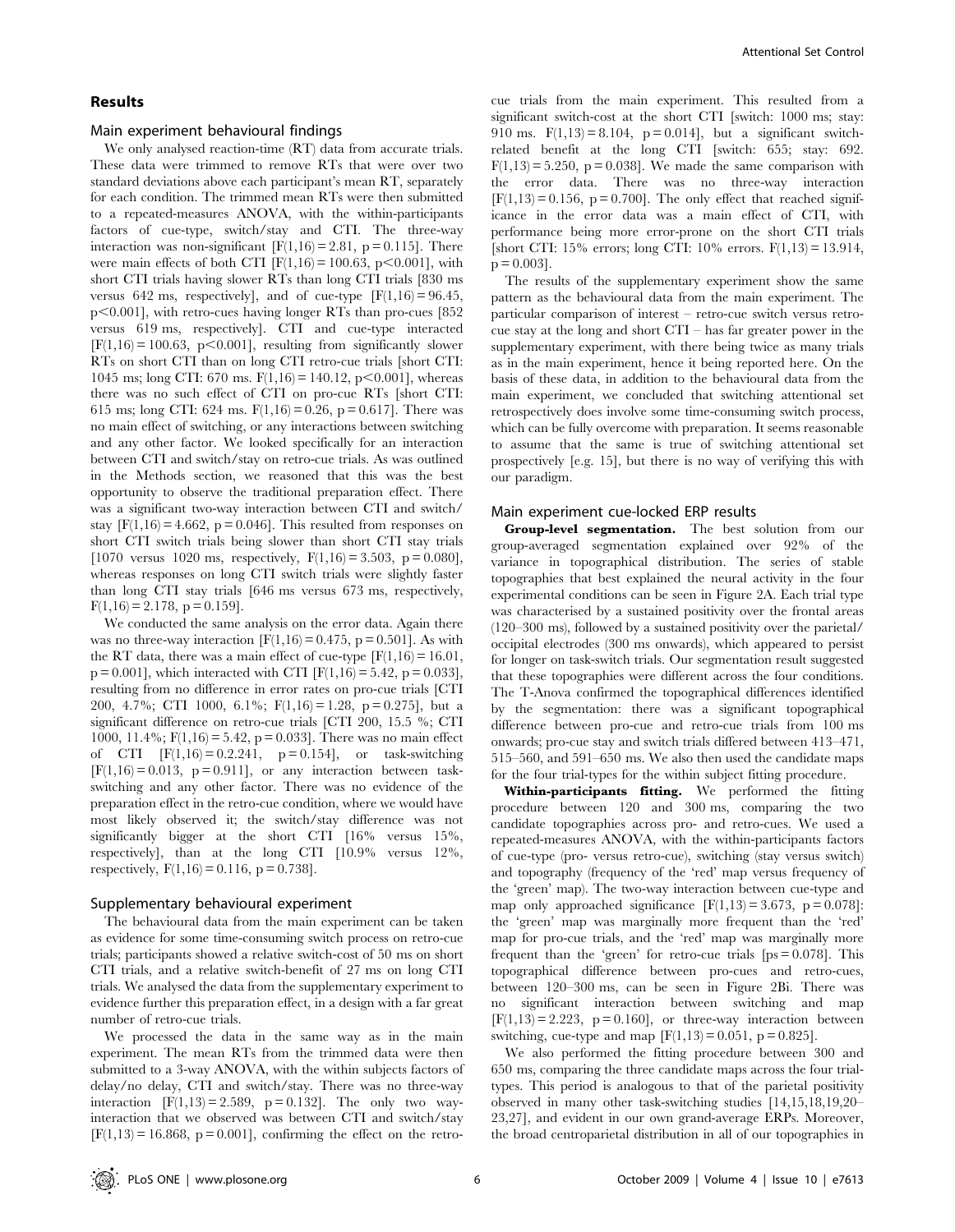## Results

### Main experiment behavioural findings

We only analysed reaction-time (RT) data from accurate trials. These data were trimmed to remove RTs that were over two standard deviations above each participant's mean RT, separately for each condition. The trimmed mean RTs were then submitted to a repeated-measures ANOVA, with the within-participants factors of cue-type, switch/stay and CTI. The three-way interaction was non-significant [$F(1,16) = 2.81$, $p = 0.115$]. There were main effects of both CTI [$F(1,16) = 100.63$, $p < 0.001$], with short CTI trials having slower RTs than long CTI trials [830 ms versus 642 ms, respectively], and of cue-type [$F(1,16) = 96.45$, $p < 0.001$], with retro-cues having longer RTs than pro-cues [852 versus 619 ms, respectively]. CTI and cue-type interacted [$F(1,16) = 100.63$, $p < 0.001$], resulting from significantly slower RTs on short CTI than on long CTI retro-cue trials [short CTI: 1045 ms; long CTI: 670 ms. $F(1,16) = 140.12$, $p < 0.001$], whereas there was no such effect of CTI on pro-cue RTs [short CTI: 615 ms; long CTI: 624 ms. $F(1,16) = 0.26$, $p = 0.617$]. There was no main effect of switching, or any interactions between switching and any other factor. We looked specifically for an interaction between CTI and switch/stay on retro-cue trials. As was outlined in the Methods section, we reasoned that this was the best opportunity to observe the traditional preparation effect. There was a significant two-way interaction between CTI and switch/stay [$F(1,16) = 4.662$, $p = 0.046$]. This resulted from responses on short CTI switch trials being slower than short CTI stay trials [1070 versus 1020 ms, respectively, $F(1,16) = 3.503$, $p = 0.080$], whereas responses on long CTI switch trials were slightly faster than long CTI stay trials [646 ms versus 673 ms, respectively, $F(1,16) = 2.178$, $p = 0.159$].

We conducted the same analysis on the error data. Again there was no three-way interaction [$F(1,16) = 0.475$, $p = 0.501$]. As with the RT data, there was a main effect of cue-type [$F(1,16) = 16.01$, $p = 0.001$], which interacted with CTI [$F(1,16) = 5.42$, $p = 0.033$], resulting from no difference in error rates on pro-cue trials [CTI 200, 4.7%; CTI 1000, 6.1%; $F(1,16) = 1.28$, $p = 0.275$], but a significant difference on retro-cue trials [CTI 200, 15.5 %; CTI 1000, 11.4%; $F(1,16) = 5.42$, $p = 0.033$]. There was no main effect of CTI [$F(1,16) = 0.2.241$, $p = 0.154$], or task-switching [$F(1,16) = 0.013$, $p = 0.911$], or any interaction between task-switching and any other factor. There was no evidence of the preparation effect in the retro-cue condition, where we would have most likely observed it; the switch/stay difference was not significantly bigger at the short CTI [16% versus 15%, respectively], than at the long CTI [10.9% versus 12%, respectively, $F(1,16) = 0.116$, $p = 0.738$].

### Supplementary behavioural experiment

The behavioural data from the main experiment can be taken as evidence for some time-consuming switch process on retro-cue trials; participants showed a relative switch-cost of 50 ms on short CTI trials, and a relative switch-benefit of 27 ms on long CTI trials. We analysed the data from the supplementary experiment to evidence further this preparation effect, in a design with a far great number of retro-cue trials.

We processed the data in the same way as in the main experiment. The mean RTs from the trimmed data were then submitted to a 3-way ANOVA, with the within subjects factors of delay/no delay, CTI and switch/stay. There was no three-way interaction [$F(1,13) = 2.589$, $p = 0.132$]. The only two way-interaction that we observed was between CTI and switch/stay [$F(1,13) = 16.868$, $p = 0.001$], confirming the effect on the retro-cue trials from the main experiment. This resulted from a significant switch-cost at the short CTI [switch: 1000 ms; stay: 910 ms. $F(1,13) = 8.104$, $p = 0.014$], but a significant switch-related benefit at the long CTI [switch: 655; stay: 692. $F(1,13) = 5.250$, $p = 0.038$]. We made the same comparison with the error data. There was no three-way interaction [$F(1,13) = 0.156$, $p = 0.700$]. The only effect that reached significance in the error data was a main effect of CTI, with performance being more error-prone on the short CTI trials [short CTI: 15% errors; long CTI: 10% errors. $F(1,13) = 13.914$, $p = 0.003$].

The results of the supplementary experiment show the same pattern as the behavioural data from the main experiment. The particular comparison of interest – retro-cue switch versus retro-cue stay at the long and short CTI – has far greater power in the supplementary experiment, with there being twice as many trials as in the main experiment, hence it being reported here. On the basis of these data, in addition to the behavioural data from the main experiment, we concluded that switching attentional set retrospectively does involve some time-consuming switch process, which can be fully overcome with preparation. It seems reasonable to assume that the same is true of switching attentional set prospectively [e.g. 15], but there is no way of verifying this with our paradigm.

### Main experiment cue-locked ERP results

**Group-level segmentation.** The best solution from our group-averaged segmentation explained over 92% of the variance in topographical distribution. The series of stable topographies that best explained the neural activity in the four experimental conditions can be seen in Figure 2A. Each trial type was characterised by a sustained positivity over the frontal areas (120–300 ms), followed by a sustained positivity over the parietal/occipital electrodes (300 ms onwards), which appeared to persist for longer on task-switch trials. Our segmentation result suggested that these topographies were different across the four conditions. The T-Anova confirmed the topographical differences identified by the segmentation: there was a significant topographical difference between pro-cue and retro-cue trials from 100 ms onwards; pro-cue stay and switch trials differed between 413–471, 515–560, and 591–650 ms. We also then used the candidate maps for the four trial-types for the within subject fitting procedure.

**Within-participants fitting.** We performed the fitting procedure between 120 and 300 ms, comparing the two candidate topographies across pro- and retro-cues. We used a repeated-measures ANOVA, with the within-participants factors of cue-type (pro- versus retro-cue), switching (stay versus switch) and topography (frequency of the 'red' map versus frequency of the 'green' map). The two-way interaction between cue-type and map only approached significance [$F(1,13) = 3.673$, $p = 0.078$]: the 'green' map was marginally more frequent than the 'red' map for pro-cue trials, and the 'red' map was marginally more frequent than the 'green' for retro-cue trials [$ps = 0.078$]. This topographical difference between pro-cues and retro-cues, between 120–300 ms, can be seen in Figure 2Bi. There was no significant interaction between switching and map [$F(1,13) = 2.223$, $p = 0.160$], or three-way interaction between switching, cue-type and map [$F(1,13) = 0.051$, $p = 0.825$].

We also performed the fitting procedure between 300 and 650 ms, comparing the three candidate maps across the four trial-types. This period is analogous to that of the parietal positivity observed in many other task-switching studies [14,15,18,19,20–23,27], and evident in our own grand-average ERPs. Moreover, the broad centroparietal distribution in all of our topographies in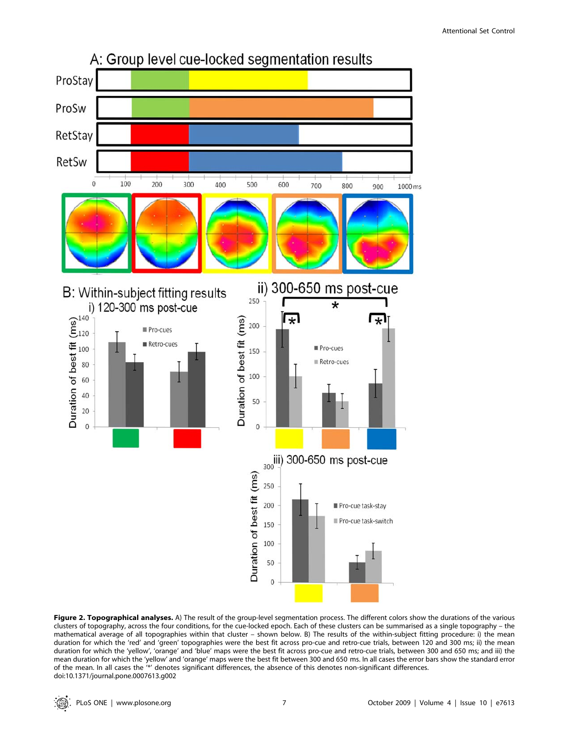**Figure 2. Topographical analyses.** A) The result of the group-level segmentation process. The different colors show the durations of the various clusters of topography, across the four conditions, for the cue-locked epoch. Each of these clusters can be summarised as a single topography – the mathematical average of all topographies within that cluster – shown below. B) The results of the within-subject fitting procedure: i) the mean duration for which the 'red' and 'green' topographies were the best fit across pro-cue and retro-cue trials, between 120 and 300 ms; ii) the mean duration for which the 'yellow', 'orange' and 'blue' maps were the best fit across pro-cue and retro-cue trials, between 300 and 650 ms; and iii) the mean duration for which the 'yellow' and 'orange' maps were the best fit between 300 and 650 ms. In all cases the error bars show the standard error of the mean. In all cases the '*' denotes significant differences, the absence of this denotes non-significant differences.
doi:10.1371/journal.pone.0007613.g002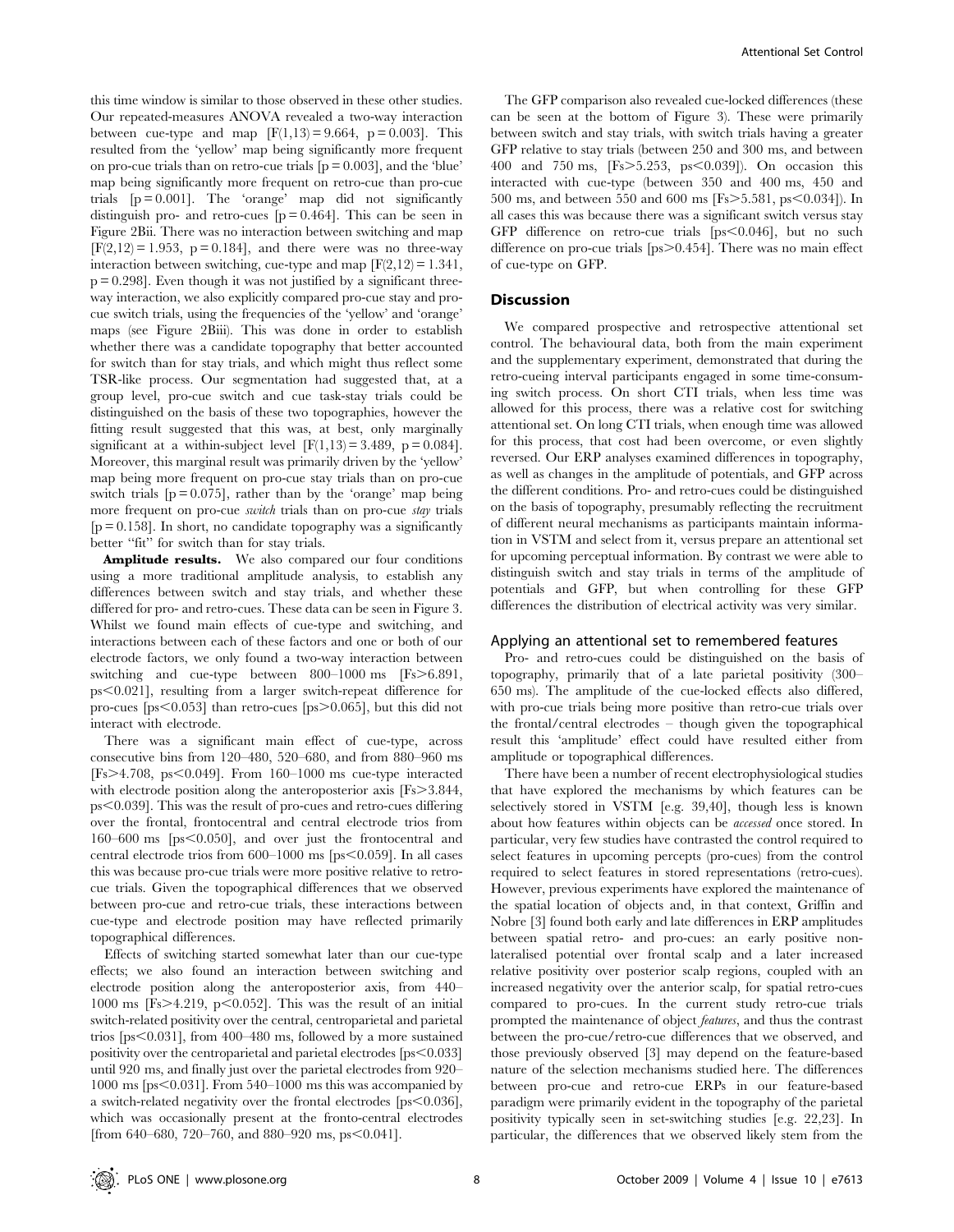this time window is similar to those observed in these other studies. Our repeated-measures ANOVA revealed a two-way interaction between cue-type and map [$F(1,13) = 9.664$, $p = 0.003$]. This resulted from the 'yellow' map being significantly more frequent on pro-cue trials than on retro-cue trials [$p = 0.003$], and the 'blue' map being significantly more frequent on retro-cue than pro-cue trials [$p = 0.001$]. The 'orange' map did not significantly distinguish pro- and retro-cues [$p = 0.464$]. This can be seen in Figure 2Bii. There was no interaction between switching and map [$F(2,12) = 1.953$, $p = 0.184$], and there were was no three-way interaction between switching, cue-type and map [$F(2,12) = 1.341$, $p = 0.298$]. Even though it was not justified by a significant three-way interaction, we also explicitly compared pro-cue stay and pro-cue switch trials, using the frequencies of the 'yellow' and 'orange' maps (see Figure 2Biii). This was done in order to establish whether there was a candidate topography that better accounted for switch than for stay trials, and which might thus reflect some TSR-like process. Our segmentation had suggested that, at a group level, pro-cue switch and cue task-stay trials could be distinguished on the basis of these two topographies, however the fitting result suggested that this was, at best, only marginally significant at a within-subject level [$F(1,13) = 3.489$, $p = 0.084$]. Moreover, this marginal result was primarily driven by the 'yellow' map being more frequent on pro-cue stay trials than on pro-cue switch trials [$p = 0.075$], rather than by the 'orange' map being more frequent on pro-cue *switch* trials than on pro-cue *stay* trials [$p = 0.158$]. In short, no candidate topography was a significantly better "fit" for switch than for stay trials.

**Amplitude results.** We also compared our four conditions using a more traditional amplitude analysis, to establish any differences between switch and stay trials, and whether these differed for pro- and retro-cues. These data can be seen in Figure 3. Whilst we found main effects of cue-type and switching, and interactions between each of these factors and one or both of our electrode factors, we only found a two-way interaction between switching and cue-type between 800–1000 ms [$Fs > 6.891$, $ps < 0.021$], resulting from a larger switch-repeat difference for pro-cues [$ps < 0.053$] than retro-cues [$ps > 0.065$], but this did not interact with electrode.

There was a significant main effect of cue-type, across consecutive bins from 120–480, 520–680, and from 880–960 ms [$Fs > 4.708$, $ps < 0.049$]. From 160–1000 ms cue-type interacted with electrode position along the anteroposterior axis [$Fs > 3.844$, $ps < 0.039$]. This was the result of pro-cues and retro-cues differing over the frontal, frontocentral and central electrode trios from 160–600 ms [$ps < 0.050$], and over just the frontocentral and central electrode trios from 600–1000 ms [$ps < 0.059$]. In all cases this was because pro-cue trials were more positive relative to retro-cue trials. Given the topographical differences that we observed between pro-cue and retro-cue trials, these interactions between cue-type and electrode position may have reflected primarily topographical differences.

Effects of switching started somewhat later than our cue-type effects; we also found an interaction between switching and electrode position along the anteroposterior axis, from 440–1000 ms [$Fs > 4.219$, $p < 0.052$]. This was the result of an initial switch-related positivity over the central, centroparietal and parietal trios [$ps < 0.031$], from 400–480 ms, followed by a more sustained positivity over the centroparietal and parietal electrodes [$ps < 0.033$] until 920 ms, and finally just over the parietal electrodes from 920–1000 ms [$ps < 0.031$]. From 540–1000 ms this was accompanied by a switch-related negativity over the frontal electrodes [$ps < 0.036$], which was occasionally present at the fronto-central electrodes [from 640–680, 720–760, and 880–920 ms, $ps < 0.041$].

The GFP comparison also revealed cue-locked differences (these can be seen at the bottom of Figure 3). These were primarily between switch and stay trials, with switch trials having a greater GFP relative to stay trials (between 250 and 300 ms, and between 400 and 750 ms, [$Fs > 5.253$, $ps < 0.039$]). On occasion this interacted with cue-type (between 350 and 400 ms, 450 and 500 ms, and between 550 and 600 ms [$Fs > 5.581$, $ps < 0.034$]). In all cases this was because there was a significant switch versus stay GFP difference on retro-cue trials [$ps < 0.046$], but no such difference on pro-cue trials [$ps > 0.454$]. There was no main effect of cue-type on GFP.

## Discussion

We compared prospective and retrospective attentional set control. The behavioural data, both from the main experiment and the supplementary experiment, demonstrated that during the retro-cueing interval participants engaged in some time-consuming switch process. On short CTI trials, when less time was allowed for this process, there was a relative cost for switching attentional set. On long CTI trials, when enough time was allowed for this process, that cost had been overcome, or even slightly reversed. Our ERP analyses examined differences in topography, as well as changes in the amplitude of potentials, and GFP across the different conditions. Pro- and retro-cues could be distinguished on the basis of topography, presumably reflecting the recruitment of different neural mechanisms as participants maintain information in VSTM and select from it, versus prepare an attentional set for upcoming perceptual information. By contrast we were able to distinguish switch and stay trials in terms of the amplitude of potentials and GFP, but when controlling for these GFP differences the distribution of electrical activity was very similar.

### Applying an attentional set to remembered features

Pro- and retro-cues could be distinguished on the basis of topography, primarily that of a late parietal positivity (300–650 ms). The amplitude of the cue-locked effects also differed, with pro-cue trials being more positive than retro-cue trials over the frontal/central electrodes – though given the topographical result this 'amplitude' effect could have resulted either from amplitude or topographical differences.

There have been a number of recent electrophysiological studies that have explored the mechanisms by which features can be selectively stored in VSTM [e.g. 39,40], though less is known about how features within objects can be *accessed* once stored. In particular, very few studies have contrasted the control required to select features in upcoming percepts (pro-cues) from the control required to select features in stored representations (retro-cues). However, previous experiments have explored the maintenance of the spatial location of objects and, in that context, Griffin and Nobre [3] found both early and late differences in ERP amplitudes between spatial retro- and pro-cues: an early positive non-lateralised potential over frontal scalp and a later increased relative positivity over posterior scalp regions, coupled with an increased negativity over the anterior scalp, for spatial retro-cues compared to pro-cues. In the current study retro-cue trials prompted the maintenance of object *features*, and thus the contrast between the pro-cue/retro-cue differences that we observed, and those previously observed [3] may depend on the feature-based nature of the selection mechanisms studied here. The differences between pro-cue and retro-cue ERPs in our feature-based paradigm were primarily evident in the topography of the parietal positivity typically seen in set-switching studies [e.g. 22,23]. In particular, the differences that we observed likely stem from the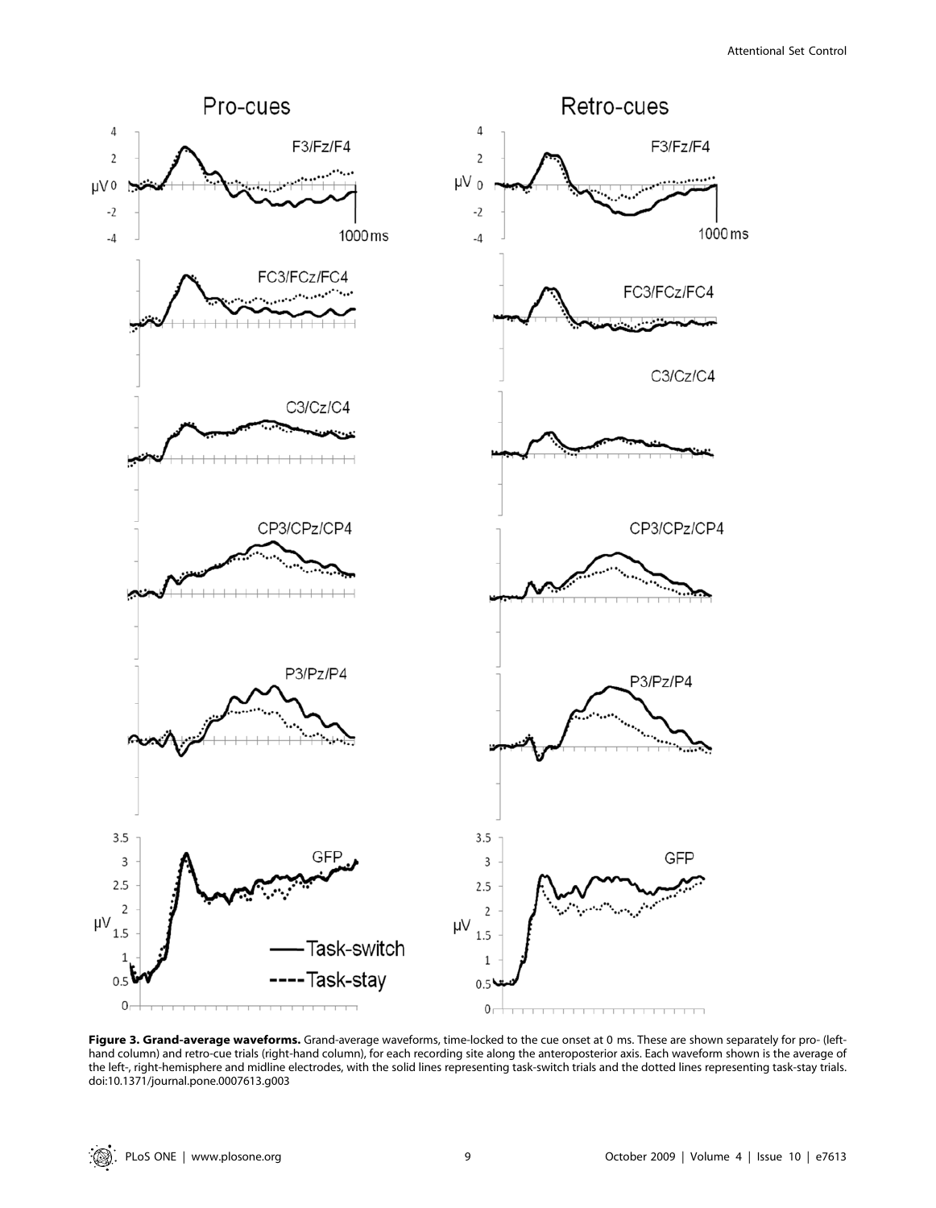**Figure 3. Grand-average waveforms.** Grand-average waveforms, time-locked to the cue onset at 0 ms. These are shown separately for pro- (left-hand column) and retro-cue trials (right-hand column), for each recording site along the anteroposterior axis. Each waveform shown is the average of the left-, right-hemisphere and midline electrodes, with the solid lines representing task-switch trials and the dotted lines representing task-stay trials. doi:10.1371/journal.pone.0007613.g003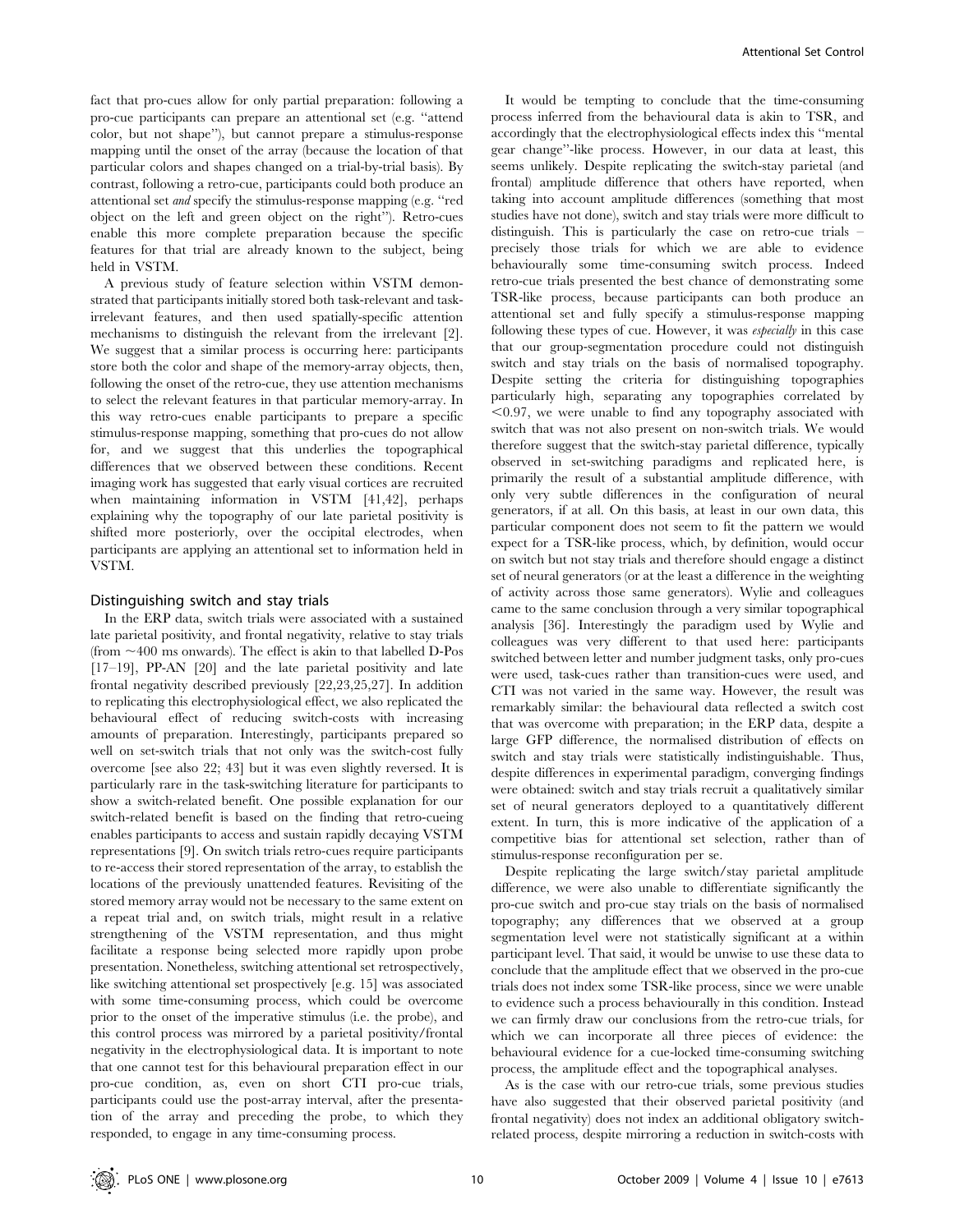fact that pro-cues allow for only partial preparation: following a pro-cue participants can prepare an attentional set (e.g. "attend color, but not shape"), but cannot prepare a stimulus-response mapping until the onset of the array (because the location of that particular colors and shapes changed on a trial-by-trial basis). By contrast, following a retro-cue, participants could both produce an attentional set *and* specify the stimulus-response mapping (e.g. "red object on the left and green object on the right"). Retro-cues enable this more complete preparation because the specific features for that trial are already known to the subject, being held in VSTM.

A previous study of feature selection within VSTM demonstrated that participants initially stored both task-relevant and task-irrelevant features, and then used spatially-specific attention mechanisms to distinguish the relevant from the irrelevant [2]. We suggest that a similar process is occurring here: participants store both the color and shape of the memory-array objects, then, following the onset of the retro-cue, they use attention mechanisms to select the relevant features in that particular memory-array. In this way retro-cues enable participants to prepare a specific stimulus-response mapping, something that pro-cues do not allow for, and we suggest that this underlies the topographical differences that we observed between these conditions. Recent imaging work has suggested that early visual cortices are recruited when maintaining information in VSTM [41,42], perhaps explaining why the topography of our late parietal positivity is shifted more posteriorly, over the occipital electrodes, when participants are applying an attentional set to information held in VSTM.

### Distinguishing switch and stay trials

In the ERP data, switch trials were associated with a sustained late parietal positivity, and frontal negativity, relative to stay trials (from ~400 ms onwards). The effect is akin to that labelled D-Pos [17–19], PP-AN [20] and the late parietal positivity and late frontal negativity described previously [22,23,25,27]. In addition to replicating this electrophysiological effect, we also replicated the behavioural effect of reducing switch-costs with increasing amounts of preparation. Interestingly, participants prepared so well on set-switch trials that not only was the switch-cost fully overcome [see also 22; 43] but it was even slightly reversed. It is particularly rare in the task-switching literature for participants to show a switch-related benefit. One possible explanation for our switch-related benefit is based on the finding that retro-cueing enables participants to access and sustain rapidly decaying VSTM representations [9]. On switch trials retro-cues require participants to re-access their stored representation of the array, to establish the locations of the previously unattended features. Revisiting of the stored memory array would not be necessary to the same extent on a repeat trial and, on switch trials, might result in a relative strengthening of the VSTM representation, and thus might facilitate a response being selected more rapidly upon probe presentation. Nonetheless, switching attentional set retrospectively, like switching attentional set prospectively [e.g. 15] was associated with some time-consuming process, which could be overcome prior to the onset of the imperative stimulus (i.e. the probe), and this control process was mirrored by a parietal positivity/frontal negativity in the electrophysiological data. It is important to note that one cannot test for this behavioural preparation effect in our pro-cue condition, as, even on short CTI pro-cue trials, participants could use the post-array interval, after the presentation of the array and preceding the probe, to which they responded, to engage in any time-consuming process.

It would be tempting to conclude that the time-consuming process inferred from the behavioural data is akin to TSR, and accordingly that the electrophysiological effects index this "mental gear change"-like process. However, in our data at least, this seems unlikely. Despite replicating the switch-stay parietal (and frontal) amplitude difference that others have reported, when taking into account amplitude differences (something that most studies have not done), switch and stay trials were more difficult to distinguish. This is particularly the case on retro-cue trials – precisely those trials for which we are able to evidence behaviourally some time-consuming switch process. Indeed retro-cue trials presented the best chance of demonstrating some TSR-like process, because participants can both produce an attentional set and fully specify a stimulus-response mapping following these types of cue. However, it was *especially* in this case that our group-segmentation procedure could not distinguish switch and stay trials on the basis of normalised topography. Despite setting the criteria for distinguishing topographies particularly high, separating any topographies correlated by <0.97, we were unable to find any topography associated with switch that was not also present on non-switch trials. We would therefore suggest that the switch-stay parietal difference, typically observed in set-switching paradigms and replicated here, is primarily the result of a substantial amplitude difference, with only very subtle differences in the configuration of neural generators, if at all. On this basis, at least in our own data, this particular component does not seem to fit the pattern we would expect for a TSR-like process, which, by definition, would occur on switch but not stay trials and therefore should engage a distinct set of neural generators (or at the least a difference in the weighting of activity across those same generators). Wylie and colleagues came to the same conclusion through a very similar topographical analysis [36]. Interestingly the paradigm used by Wylie and colleagues was very different to that used here: participants switched between letter and number judgment tasks, only pro-cues were used, task-cues rather than transition-cues were used, and CTI was not varied in the same way. However, the result was remarkably similar: the behavioural data reflected a switch cost that was overcome with preparation; in the ERP data, despite a large GFP difference, the normalised distribution of effects on switch and stay trials were statistically indistinguishable. Thus, despite differences in experimental paradigm, converging findings were obtained: switch and stay trials recruit a qualitatively similar set of neural generators deployed to a quantitatively different extent. In turn, this is more indicative of the application of a competitive bias for attentional set selection, rather than of stimulus-response reconfiguration per se.

Despite replicating the large switch/stay parietal amplitude difference, we were also unable to differentiate significantly the pro-cue switch and pro-cue stay trials on the basis of normalised topography; any differences that we observed at a group segmentation level were not statistically significant at a within participant level. That said, it would be unwise to use these data to conclude that the amplitude effect that we observed in the pro-cue trials does not index some TSR-like process, since we were unable to evidence such a process behaviourally in this condition. Instead we can firmly draw our conclusions from the retro-cue trials, for which we can incorporate all three pieces of evidence: the behavioural evidence for a cue-locked time-consuming switching process, the amplitude effect and the topographical analyses.

As is the case with our retro-cue trials, some previous studies have also suggested that their observed parietal positivity (and frontal negativity) does not index an additional obligatory switch-related process, despite mirroring a reduction in switch-costs with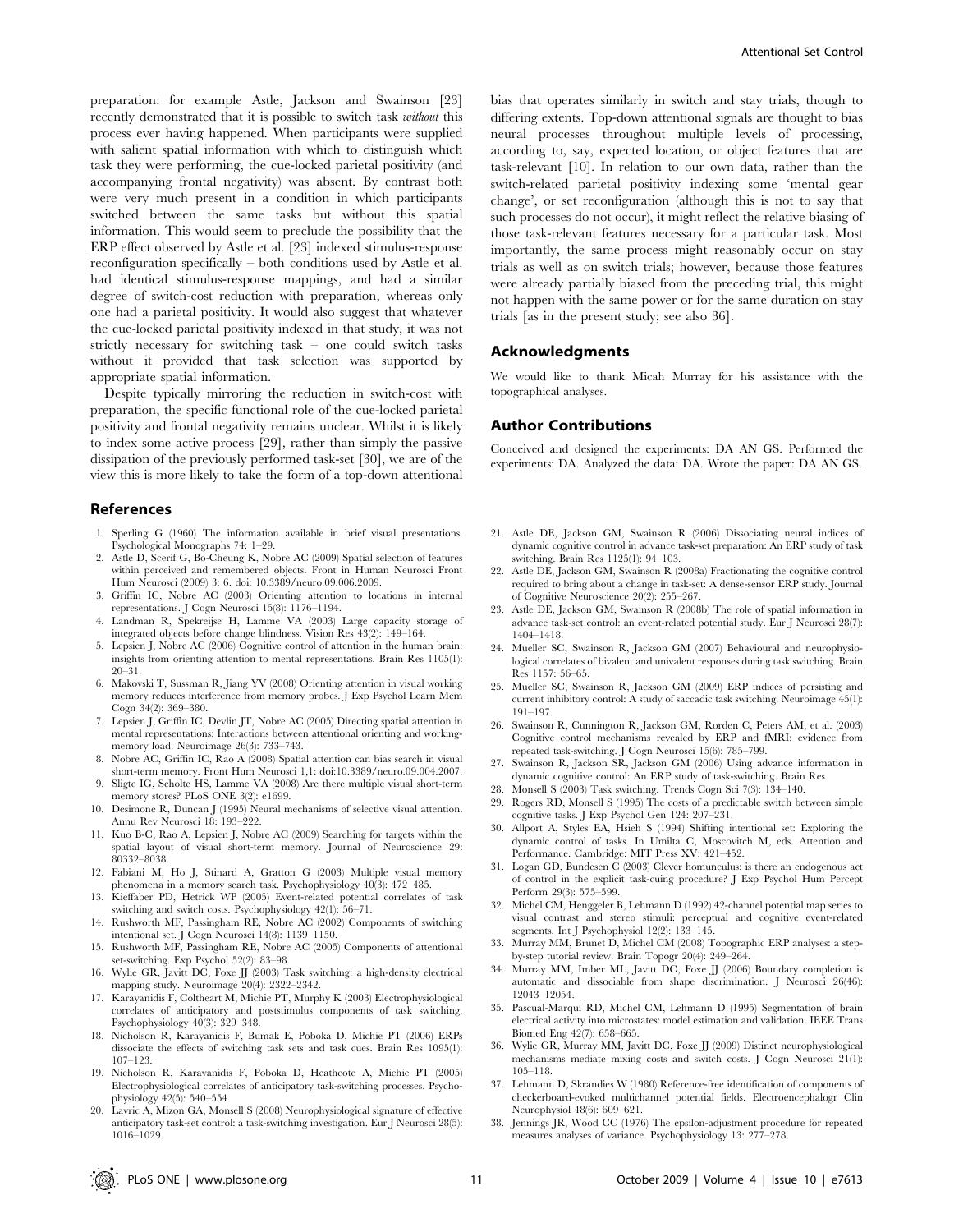preparation: for example Astle, Jackson and Swainson [23] recently demonstrated that it is possible to switch task *without* this process ever having happened. When participants were supplied with salient spatial information with which to distinguish which task they were performing, the cue-locked parietal positivity (and accompanying frontal negativity) was absent. By contrast both were very much present in a condition in which participants switched between the same tasks but without this spatial information. This would seem to preclude the possibility that the ERP effect observed by Astle et al. [23] indexed stimulus-response reconfiguration specifically – both conditions used by Astle et al. had identical stimulus-response mappings, and had a similar degree of switch-cost reduction with preparation, whereas only one had a parietal positivity. It would also suggest that whatever the cue-locked parietal positivity indexed in that study, it was not strictly necessary for switching task – one could switch tasks without it provided that task selection was supported by appropriate spatial information.

Despite typically mirroring the reduction in switch-cost with preparation, the specific functional role of the cue-locked parietal positivity and frontal negativity remains unclear. Whilst it is likely to index some active process [29], rather than simply the passive dissipation of the previously performed task-set [30], we are of the view this is more likely to take the form of a top-down attentional bias that operates similarly in switch and stay trials, though to differing extents. Top-down attentional signals are thought to bias neural processes throughout multiple levels of processing, according to, say, expected location, or object features that are task-relevant [10]. In relation to our own data, rather than the switch-related parietal positivity indexing some 'mental gear change', or set reconfiguration (although this is not to say that such processes do not occur), it might reflect the relative biasing of those task-relevant features necessary for a particular task. Most importantly, the same process might reasonably occur on stay trials as well as on switch trials; however, because those features were already partially biased from the preceding trial, this might not happen with the same power or for the same duration on stay trials [as in the present study; see also 36].

## Acknowledgments

We would like to thank Micah Murray for his assistance with the topographical analyses.

## Author Contributions

Conceived and designed the experiments: DA AN GS. Performed the experiments: DA. Analyzed the data: DA. Wrote the paper: DA AN GS.

## References

1. Sperling G (1960) The information available in brief visual presentations. Psychological Monographs 74: 1–29.
2. Astle D, Scerif G, Bo-Cheung K, Nobre AC (2009) Spatial selection of features within perceived and remembered objects. Front in Human Neurosci Front Hum Neurosci (2009) 3: 6. doi: 10.3389/neuro.09.006.2009.
3. Griffin IC, Nobre AC (2003) Orienting attention to locations in internal representations. J Cogn Neurosci 15(8): 1176–1194.
4. Landman R, Spekreijse H, Lamme VA (2003) Large capacity storage of integrated objects before change blindness. Vision Res 43(2): 149–164.
5. Lepsien J, Nobre AC (2006) Cognitive control of attention in the human brain: insights from orienting attention to mental representations. Brain Res 1105(1): 20–31.
6. Makovski T, Sussman R, Jiang YV (2008) Orienting attention in visual working memory reduces interference from memory probes. J Exp Psychol Learn Mem Cogn 34(2): 369–380.
7. Lepsien J, Griffin IC, Devlin JT, Nobre AC (2005) Directing spatial attention in mental representations: Interactions between attentional orienting and working-memory load. Neuroimage 26(3): 733–743.
8. Nobre AC, Griffin IC, Rao A (2008) Spatial attention can bias search in visual short-term memory. Front Hum Neurosci 1,1: doi:10.3389/neuro.09.004.2007.
9. Sligte IG, Scholte HS, Lamme VA (2008) Are there multiple visual short-term memory stores? PLoS ONE 3(2): e1699.
10. Desimone R, Duncan J (1995) Neural mechanisms of selective visual attention. Annu Rev Neurosci 18: 193–222.
11. Kuo B-C, Rao A, Lepsien J, Nobre AC (2009) Searching for targets within the spatial layout of visual short-term memory. Journal of Neuroscience 29: 80332–8038.
12. Fabiani M, Ho J, Stinard A, Gratton G (2003) Multiple visual memory phenomena in a memory search task. Psychophysiology 40(3): 472–485.
13. Kieffaber PD, Hetrick WP (2005) Event-related potential correlates of task switching and switch costs. Psychophysiology 42(1): 56–71.
14. Rushworth MF, Passingham RE, Nobre AC (2002) Components of switching intentional set. J Cogn Neurosci 14(8): 1139–1150.
15. Rushworth MF, Passingham RE, Nobre AC (2005) Components of attentional set-switching. Exp Psychol 52(2): 83–98.
16. Wylie GR, Javitt DC, Foxe JJ (2003) Task switching: a high-density electrical mapping study. Neuroimage 20(4): 2322–2342.
17. Karayanidis F, Coltheart M, Michie PT, Murphy K (2003) Electrophysiological correlates of anticipatory and poststimulus components of task switching. Psychophysiology 40(3): 329–348.
18. Nicholson R, Karayanidis F, Bumak E, Poboka D, Michie PT (2006) ERPs dissociate the effects of switching task sets and task cues. Brain Res 1095(1): 107–123.
19. Nicholson R, Karayanidis F, Poboka D, Heathcote A, Michie PT (2005) Electrophysiological correlates of anticipatory task-switching processes. Psychophysiology 42(5): 540–554.
20. Lavric A, Mizon GA, Monsell S (2008) Neurophysiological signature of effective anticipatory task-set control: a task-switching investigation. Eur J Neurosci 28(5): 1016–1029.
21. Astle DE, Jackson GM, Swainson R (2006) Dissociating neural indices of dynamic cognitive control in advance task-set preparation: An ERP study of task switching. Brain Res 1125(1): 94–103.
22. Astle DE, Jackson GM, Swainson R (2008a) Fractionating the cognitive control required to bring about a change in task-set: A dense-sensor ERP study. Journal of Cognitive Neuroscience 20(2): 255–267.
23. Astle DE, Jackson GM, Swainson R (2008b) The role of spatial information in advance task-set control: an event-related potential study. Eur J Neurosci 28(7): 1404–1418.
24. Mueller SC, Swainson R, Jackson GM (2007) Behavioural and neurophysiological correlates of bivalent and univalent responses during task switching. Brain Res 1157: 56–65.
25. Mueller SC, Swainson R, Jackson GM (2009) ERP indices of persisting and current inhibitory control: A study of saccadic task switching. Neuroimage 45(1): 191–197.
26. Swainson R, Cunnington R, Jackson GM, Rorden C, Peters AM, et al. (2003) Cognitive control mechanisms revealed by ERP and fMRI: evidence from repeated task-switching. J Cogn Neurosci 15(6): 785–799.
27. Swainson R, Jackson SR, Jackson GM (2006) Using advance information in dynamic cognitive control: An ERP study of task-switching. Brain Res.
28. Monsell S (2003) Task switching. Trends Cogn Sci 7(3): 134–140.
29. Rogers RD, Monsell S (1995) The costs of a predictable switch between simple cognitive tasks. J Exp Psychol Gen 124: 207–231.
30. Allport A, Styles EA, Hsieh S (1994) Shifting intentional set: Exploring the dynamic control of tasks. In Umilta C, Moscovitch M, eds. Attention and Performance. Cambridge: MIT Press XV: 421–452.
31. Logan GD, Bundesen C (2003) Clever homunculus: is there an endogenous act of control in the explicit task-cuing procedure? J Exp Psychol Hum Percept Perform 29(3): 575–599.
32. Michel CM, Henggeler B, Lehmann D (1992) 42-channel potential map series to visual contrast and stereo stimuli: perceptual and cognitive event-related segments. Int J Psychophysiol 12(2): 133–145.
33. Murray MM, Brunet D, Michel CM (2008) Topographic ERP analyses: a step-by-step tutorial review. Brain Topogr 20(4): 249–264.
34. Murray MM, Imber ML, Javitt DC, Foxe JJ (2006) Boundary completion is automatic and dissociable from shape discrimination. J Neurosci 26(46): 12043–12054.
35. Pascual-Marqui RD, Michel CM, Lehmann D (1995) Segmentation of brain electrical activity into microstates: model estimation and validation. IEEE Trans Biomed Eng 42(7): 658–665.
36. Wylie GR, Murray MM, Javitt DC, Foxe JJ (2009) Distinct neurophysiological mechanisms mediate mixing costs and switch costs. J Cogn Neurosci 21(1): 105–118.
37. Lehmann D, Skrandies W (1980) Reference-free identification of components of checkerboard-evoked multichannel potential fields. Electroencephalogr Clin Neurophysiol 48(6): 609–621.
38. Jennings JR, Wood CC (1976) The epsilon-adjustment procedure for repeated measures analyses of variance. Psychophysiology 13: 277–278.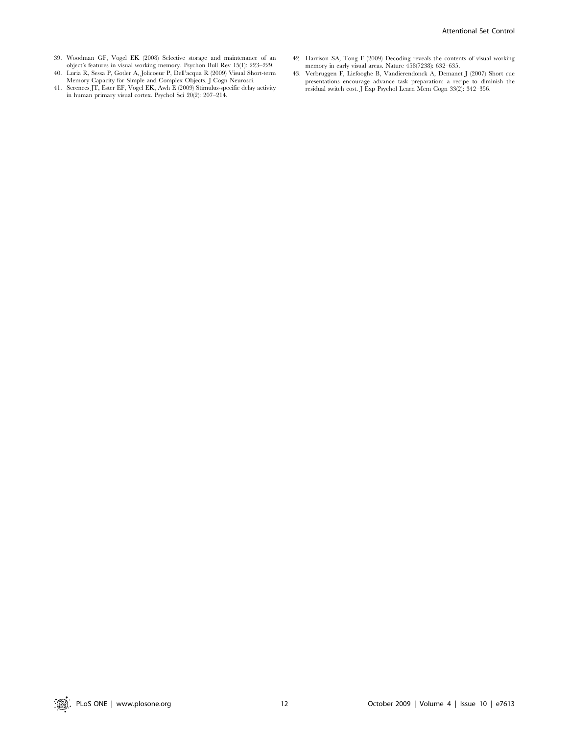39. Woodman GF, Vogel EK (2008) Selective storage and maintenance of an object's features in visual working memory. Psychon Bull Rev 15(1): 223–229.
40. Luria R, Sessa P, Gotler A, Jolicoeur P, Dell'acqua R (2009) Visual Short-term Memory Capacity for Simple and Complex Objects. J Cogn Neurosci.
41. Serences JT, Ester EF, Vogel EK, Awh E (2009) Stimulus-specific delay activity in human primary visual cortex. Psychol Sci 20(2): 207–214.
42. Harrison SA, Tong F (2009) Decoding reveals the contents of visual working memory in early visual areas. Nature 458(7238): 632–635.
43. Verbruggen F, Liefooghe B, Vandierendonck A, Demanet J (2007) Short cue presentations encourage advance task preparation: a recipe to diminish the residual switch cost. J Exp Psychol Learn Mem Cogn 33(2): 342–356.